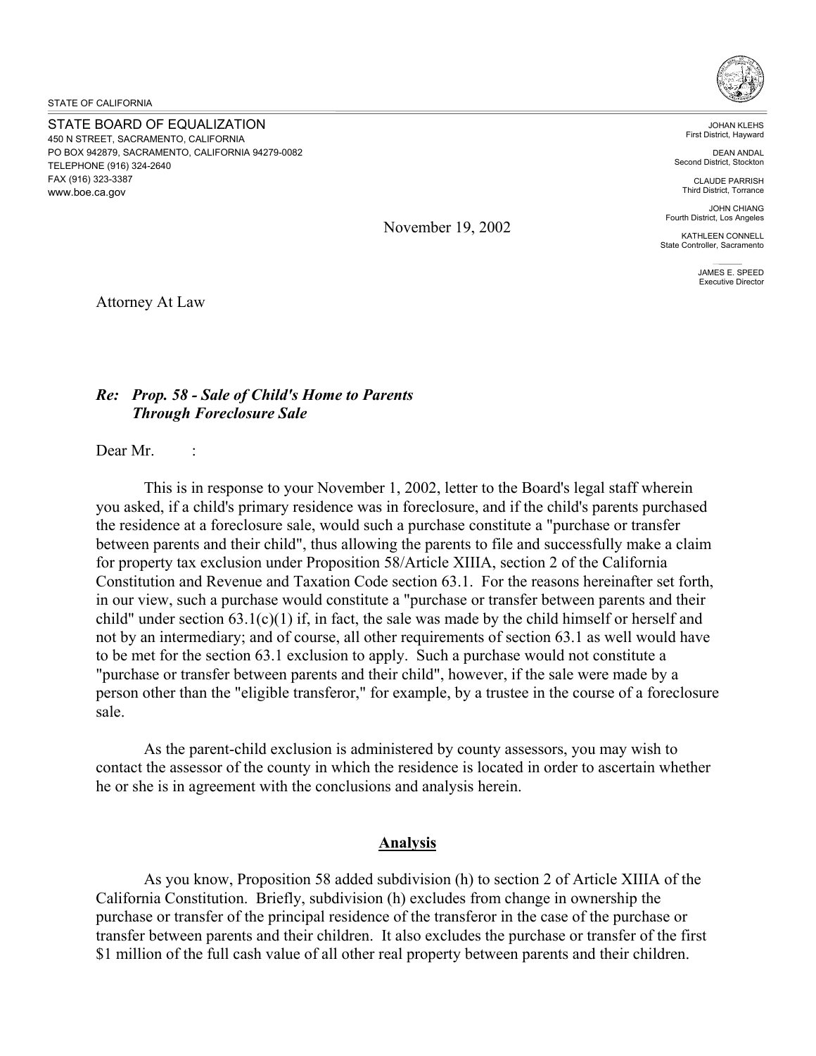STATE OF CALIFORNIA

STATE BOARD OF EQUALIZATION
450 N STREET, SACRAMENTO, CALIFORNIA
PO BOX 942879, SACRAMENTO, CALIFORNIA 94279-0082
TELEPHONE (916) 324-2640
FAX (916) 323-3387
www.boe.ca.gov

JOHAN KLEHS
First District, Hayward

DEAN ANDAL
Second District, Stockton

CLAUDE PARRISH
Third District, Torrance

JOHN CHIANG
Fourth District, Los Angeles

KATHLEEN CONNELL
State Controller, Sacramento

JAMES E. SPEED
Executive Director

November 19, 2002

Attorney At Law

***Re: Prop. 58 - Sale of Child's Home to Parents Through Foreclosure Sale***

Dear Mr. :

This is in response to your November 1, 2002, letter to the Board's legal staff wherein you asked, if a child's primary residence was in foreclosure, and if the child's parents purchased the residence at a foreclosure sale, would such a purchase constitute a "purchase or transfer between parents and their child", thus allowing the parents to file and successfully make a claim for property tax exclusion under Proposition 58/Article XIIIA, section 2 of the California Constitution and Revenue and Taxation Code section 63.1. For the reasons hereinafter set forth, in our view, such a purchase would constitute a "purchase or transfer between parents and their child" under section 63.1(c)(1) if, in fact, the sale was made by the child himself or herself and not by an intermediary; and of course, all other requirements of section 63.1 as well would have to be met for the section 63.1 exclusion to apply. Such a purchase would not constitute a "purchase or transfer between parents and their child", however, if the sale were made by a person other than the "eligible transferor," for example, by a trustee in the course of a foreclosure sale.

As the parent-child exclusion is administered by county assessors, you may wish to contact the assessor of the county in which the residence is located in order to ascertain whether he or she is in agreement with the conclusions and analysis herein.

## Analysis

As you know, Proposition 58 added subdivision (h) to section 2 of Article XIIIA of the California Constitution. Briefly, subdivision (h) excludes from change in ownership the purchase or transfer of the principal residence of the transferor in the case of the purchase or transfer between parents and their children. It also excludes the purchase or transfer of the first $1 million of the full cash value of all other real property between parents and their children.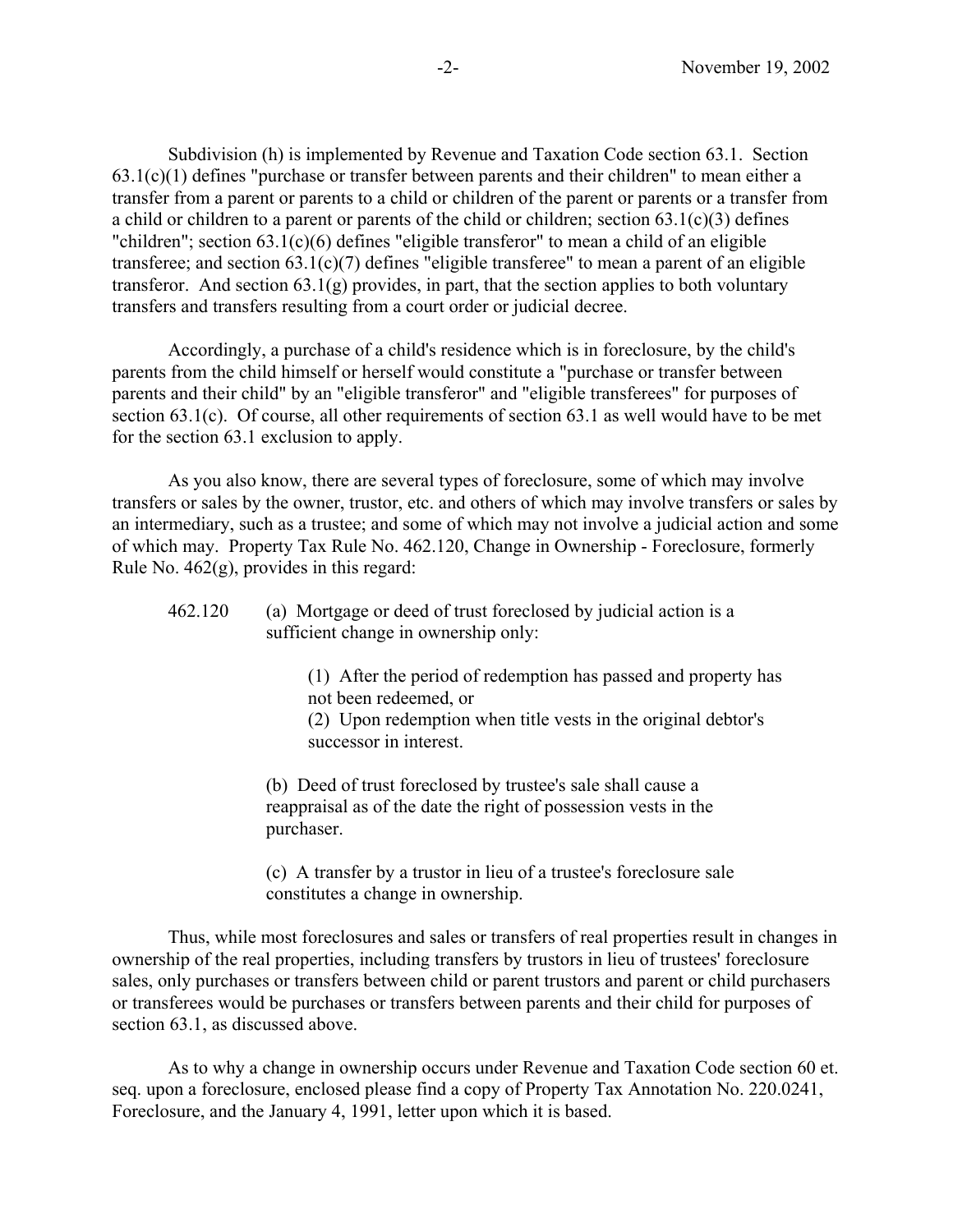Subdivision (h) is implemented by Revenue and Taxation Code section 63.1. Section 63.1(c)(1) defines "purchase or transfer between parents and their children" to mean either a transfer from a parent or parents to a child or children of the parent or parents or a transfer from a child or children to a parent or parents of the child or children; section 63.1(c)(3) defines "children"; section 63.1(c)(6) defines "eligible transferor" to mean a child of an eligible transferee; and section 63.1(c)(7) defines "eligible transferee" to mean a parent of an eligible transferor. And section 63.1(g) provides, in part, that the section applies to both voluntary transfers and transfers resulting from a court order or judicial decree.

Accordingly, a purchase of a child's residence which is in foreclosure, by the child's parents from the child himself or herself would constitute a "purchase or transfer between parents and their child" by an "eligible transferor" and "eligible transferees" for purposes of section 63.1(c). Of course, all other requirements of section 63.1 as well would have to be met for the section 63.1 exclusion to apply.

As you also know, there are several types of foreclosure, some of which may involve transfers or sales by the owner, trustor, etc. and others of which may involve transfers or sales by an intermediary, such as a trustee; and some of which may not involve a judicial action and some of which may. Property Tax Rule No. 462.120, Change in Ownership - Foreclosure, formerly Rule No. 462(g), provides in this regard:

> 462.120 (a) Mortgage or deed of trust foreclosed by judicial action is a sufficient change in ownership only:
>
> (1) After the period of redemption has passed and property has not been redeemed, or
> (2) Upon redemption when title vests in the original debtor's successor in interest.
>
> (b) Deed of trust foreclosed by trustee's sale shall cause a reappraisal as of the date the right of possession vests in the purchaser.
>
> (c) A transfer by a trustor in lieu of a trustee's foreclosure sale constitutes a change in ownership.

Thus, while most foreclosures and sales or transfers of real properties result in changes in ownership of the real properties, including transfers by trustors in lieu of trustees' foreclosure sales, only purchases or transfers between child or parent trustors and parent or child purchasers or transferees would be purchases or transfers between parents and their child for purposes of section 63.1, as discussed above.

As to why a change in ownership occurs under Revenue and Taxation Code section 60 et. seq. upon a foreclosure, enclosed please find a copy of Property Tax Annotation No. 220.0241, Foreclosure, and the January 4, 1991, letter upon which it is based.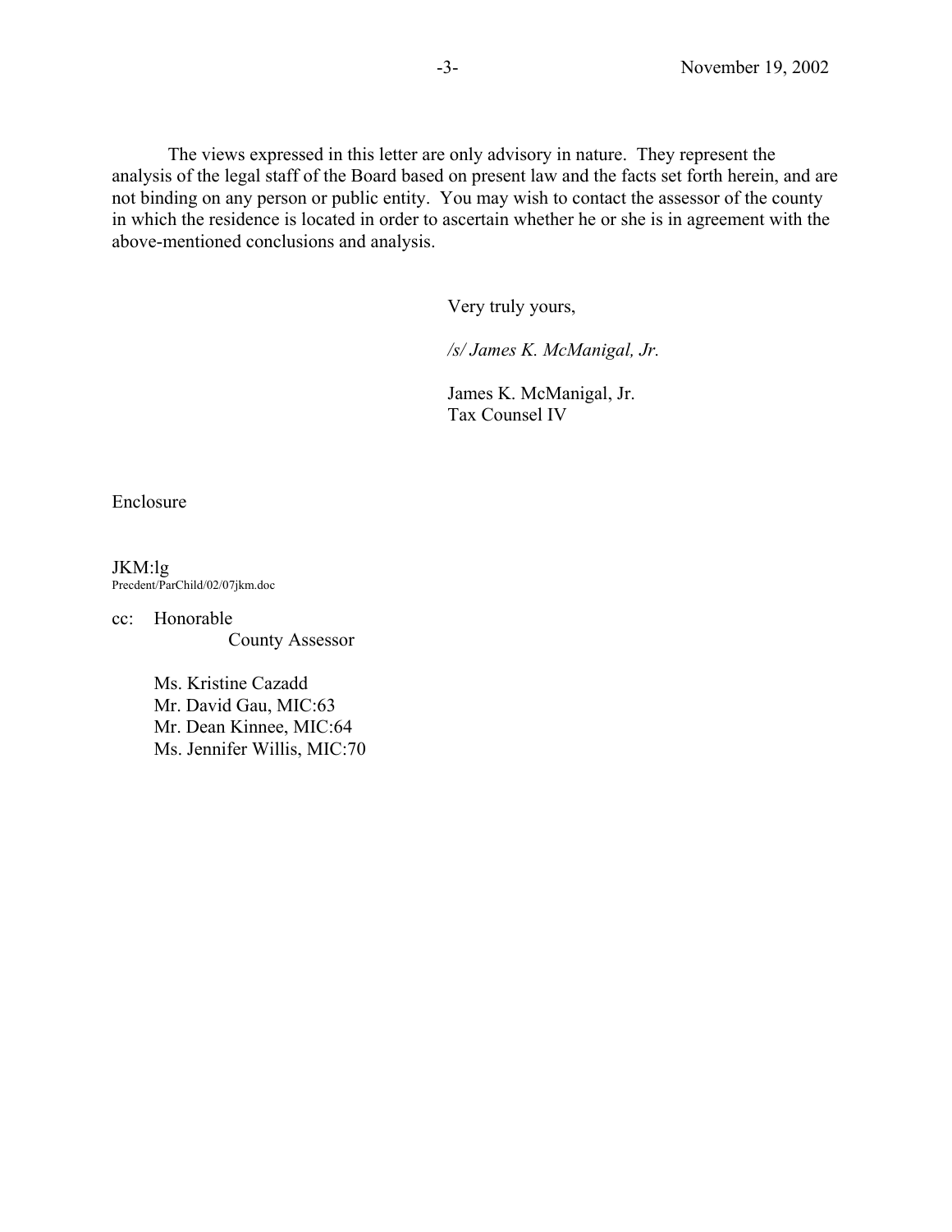The views expressed in this letter are only advisory in nature. They represent the analysis of the legal staff of the Board based on present law and the facts set forth herein, and are not binding on any person or public entity. You may wish to contact the assessor of the county in which the residence is located in order to ascertain whether he or she is in agreement with the above-mentioned conclusions and analysis.

Very truly yours,

*/s/ James K. McManigal, Jr.*

James K. McManigal, Jr.
Tax Counsel IV

Enclosure

JKM:lg
Precdent/ParChild/02/07jkm.doc

cc: Honorable
County Assessor

Ms. Kristine Cazadd
Mr. David Gau, MIC:63
Mr. Dean Kinnee, MIC:64
Ms. Jennifer Willis, MIC:70